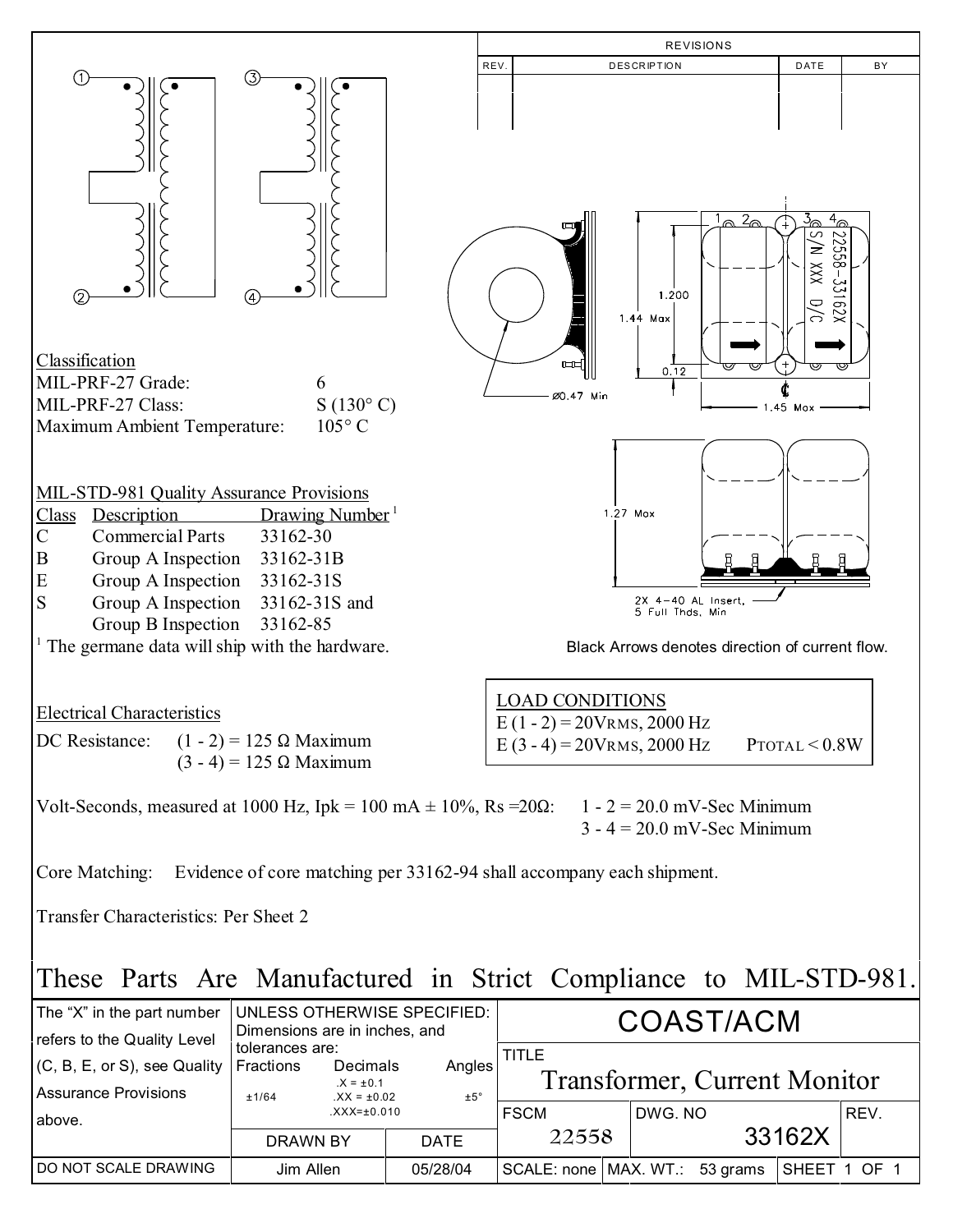| REV. | DESCRIPTION | DATE | BY |
|---|---|---|---|
| | | | |

Black Arrows denotes direction of current flow.

## Classification

| | |
|---|---|
| MIL-PRF-27 Grade: | 6 |
| MIL-PRF-27 Class: | S (130° C) |
| Maximum Ambient Temperature: | 105° C |

## MIL-STD-981 Quality Assurance Provisions

| Class | Description | Drawing Number [1] |
|---|---|---|
| C | Commercial Parts | 33162-30 |
| B | Group A Inspection | 33162-31B |
| E | Group A Inspection | 33162-31S |
| S | Group A Inspection<br>Group B Inspection | 33162-31S and<br>33162-85 |

[1] The germane data will ship with the hardware.

## LOAD CONDITIONS

E (1 - 2) = 20VRMS, 2000 Hz
E (3 - 4) = 20VRMS, 2000 Hz PTOTAL < 0.8W

## Electrical Characteristics

DC Resistance: (1 - 2) = 125 Ω Maximum
(3 - 4) = 125 Ω Maximum

Volt-Seconds, measured at 1000 Hz, Ipk = 100 mA ± 10%, Rs =20Ω: 1 - 2 = 20.0 mV-Sec Minimum
3 - 4 = 20.0 mV-Sec Minimum

Core Matching: Evidence of core matching per 33162-94 shall accompany each shipment.

Transfer Characteristics: Per Sheet 2

# These Parts Are Manufactured in Strict Compliance to MIL-STD-981.

| The "X" in the part number refers to the Quality Level (C, B, E, or S), see Quality Assurance Provisions above. | UNLESS OTHERWISE SPECIFIED: Dimensions are in inches, and tolerances are: Fractions ±1/64; Decimals .X = ±0.1, .XX = ±0.02, .XXX=±0.010; Angles ±5° | COAST/ACM |
|---|---|---|
| | | TITLE: Transformer, Current Monitor |
| | DRAWN BY: Jim Allen — DATE: 05/28/04 | FSCM: 22558 — DWG. NO: 33162X — REV. |
| DO NOT SCALE DRAWING | | SCALE: none — MAX. WT.: 53 grams — SHEET 1 OF 1 |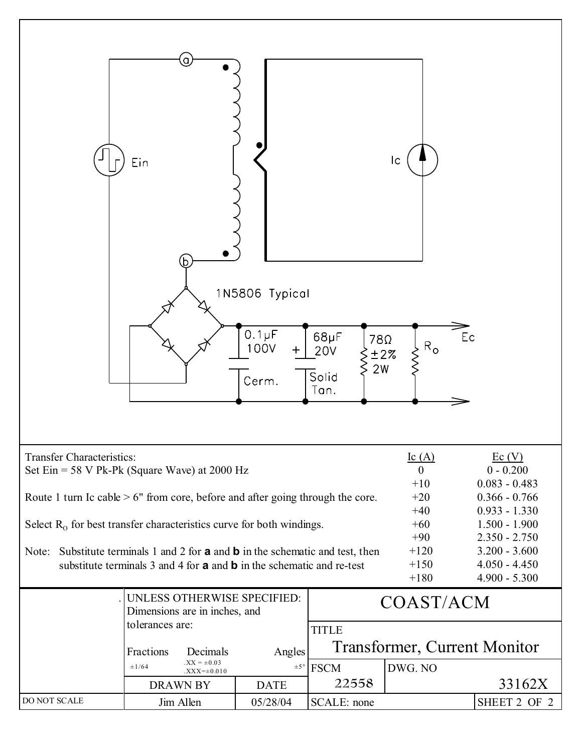a

Ein

b

Ic

1N5806 Typical

0.1μF
100V
Cerm.

+
68μF
20V
Solid
Tan.

78Ω
±2%
2W

$R_o$

Ec

Transfer Characteristics:

Set Ein = 58 V Pk-Pk (Square Wave) at 2000 Hz

Route 1 turn Ic cable > 6" from core, before and after going through the core.

Select $R_O$ for best transfer characteristics curve for both windings.

Note: Substitute terminals 1 and 2 for **a** and **b** in the schematic and test, then substitute terminals 3 and 4 for **a** and **b** in the schematic and re-test

| Ic (A) | Ec (V) |
|---|---|
| 0 | 0 - 0.200 |
| +10 | 0.083 - 0.483 |
| +20 | 0.366 - 0.766 |
| +40 | 0.933 - 1.330 |
| +60 | 1.500 - 1.900 |
| +90 | 2.350 - 2.750 |
| +120 | 3.200 - 3.600 |
| +150 | 4.050 - 4.450 |
| +180 | 4.900 - 5.300 |

| | | | | | |
|---|---|---|---|---|---|
| . | UNLESS OTHERWISE SPECIFIED: Dimensions are in inches, and tolerances are: | | COAST/ACM | | |
| | Fractions ±1/64 | Decimals .XX = ±0.03 .XXX=±0.010 | Angles ±5° | TITLE Transformer, Current Monitor | |
| | | | FSCM 22558 | DWG. NO | 33162X |
| | DRAWN BY | DATE | | | |
| DO NOT SCALE | Jim Allen | 05/28/04 | SCALE: none | | SHEET 2 OF 2 |